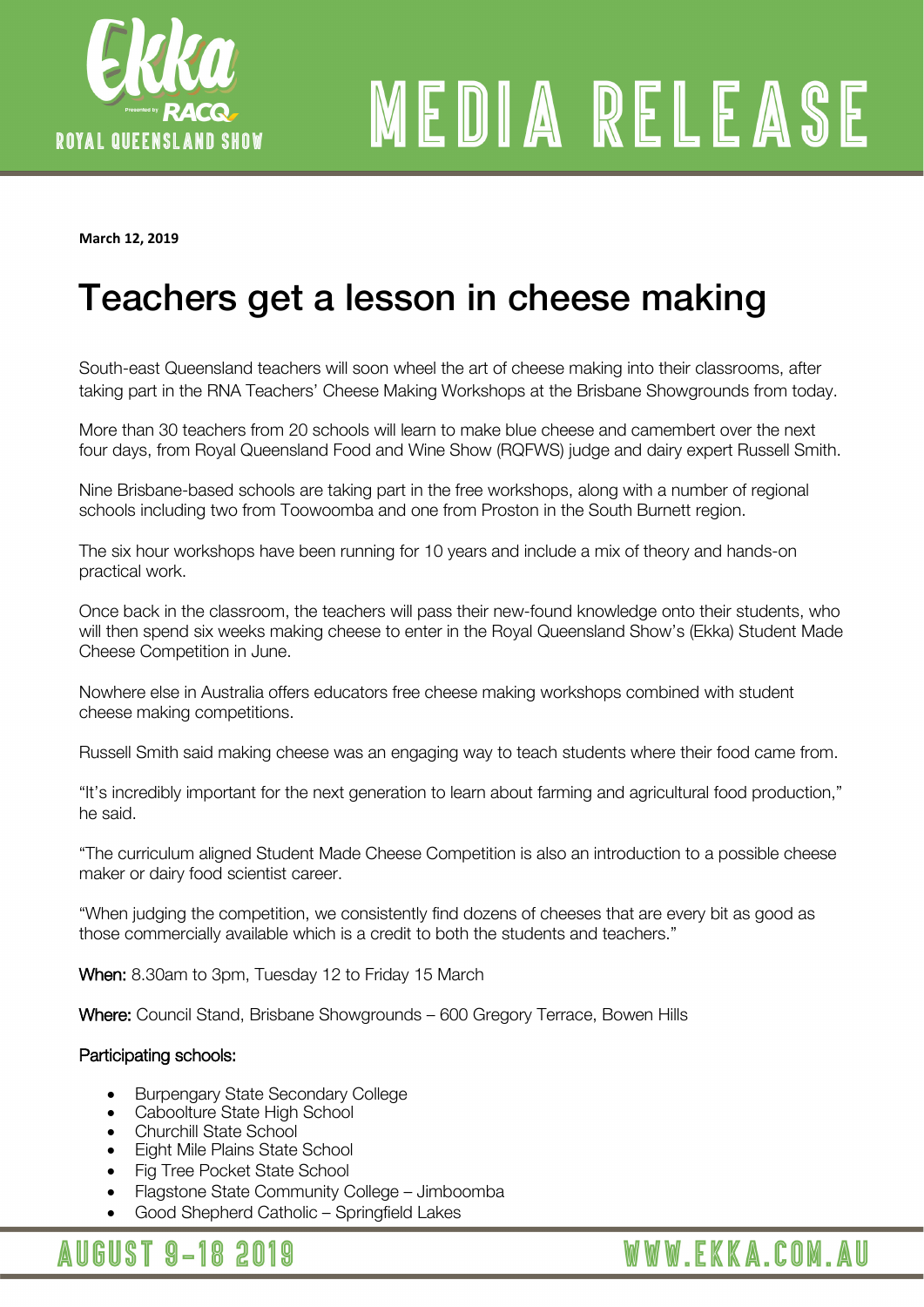**March 12, 2019**

# Teachers get a lesson in cheese making

South-east Queensland teachers will soon wheel the art of cheese making into their classrooms, after taking part in the RNA Teachers' Cheese Making Workshops at the Brisbane Showgrounds from today.

More than 30 teachers from 20 schools will learn to make blue cheese and camembert over the next four days, from Royal Queensland Food and Wine Show (RQFWS) judge and dairy expert Russell Smith.

Nine Brisbane-based schools are taking part in the free workshops, along with a number of regional schools including two from Toowoomba and one from Proston in the South Burnett region.

The six hour workshops have been running for 10 years and include a mix of theory and hands-on practical work.

Once back in the classroom, the teachers will pass their new-found knowledge onto their students, who will then spend six weeks making cheese to enter in the Royal Queensland Show's (Ekka) Student Made Cheese Competition in June.

Nowhere else in Australia offers educators free cheese making workshops combined with student cheese making competitions.

Russell Smith said making cheese was an engaging way to teach students where their food came from.

"It's incredibly important for the next generation to learn about farming and agricultural food production," he said.

"The curriculum aligned Student Made Cheese Competition is also an introduction to a possible cheese maker or dairy food scientist career.

"When judging the competition, we consistently find dozens of cheeses that are every bit as good as those commercially available which is a credit to both the students and teachers."

**When:** 8.30am to 3pm, Tuesday 12 to Friday 15 March

**Where:** Council Stand, Brisbane Showgrounds – 600 Gregory Terrace, Bowen Hills

Participating schools:

- Burpengary State Secondary College
- Caboolture State High School
- Churchill State School
- Eight Mile Plains State School
- Fig Tree Pocket State School
- Flagstone State Community College – Jimboomba
- Good Shepherd Catholic – Springfield Lakes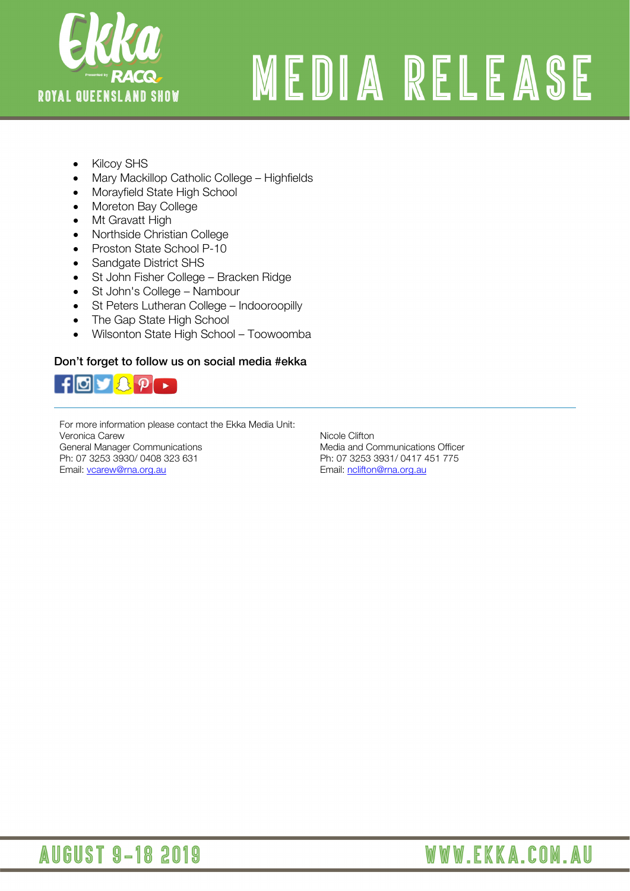- Kilcoy SHS
- Mary Mackillop Catholic College – Highfields
- Morayfield State High School
- Moreton Bay College
- Mt Gravatt High
- Northside Christian College
- Proston State School P-10
- Sandgate District SHS
- St John Fisher College – Bracken Ridge
- St John's College – Nambour
- St Peters Lutheran College – Indooroopilly
- The Gap State High School
- Wilsonton State High School – Toowoomba

**Don't forget to follow us on social media #ekka**

---

For more information please contact the Ekka Media Unit:

Veronica Carew
General Manager Communications
Ph: 07 3253 3930/ 0408 323 631
Email: vcarew@rna.org.au

Nicole Clifton
Media and Communications Officer
Ph: 07 3253 3931/ 0417 451 775
Email: nclifton@rna.org.au